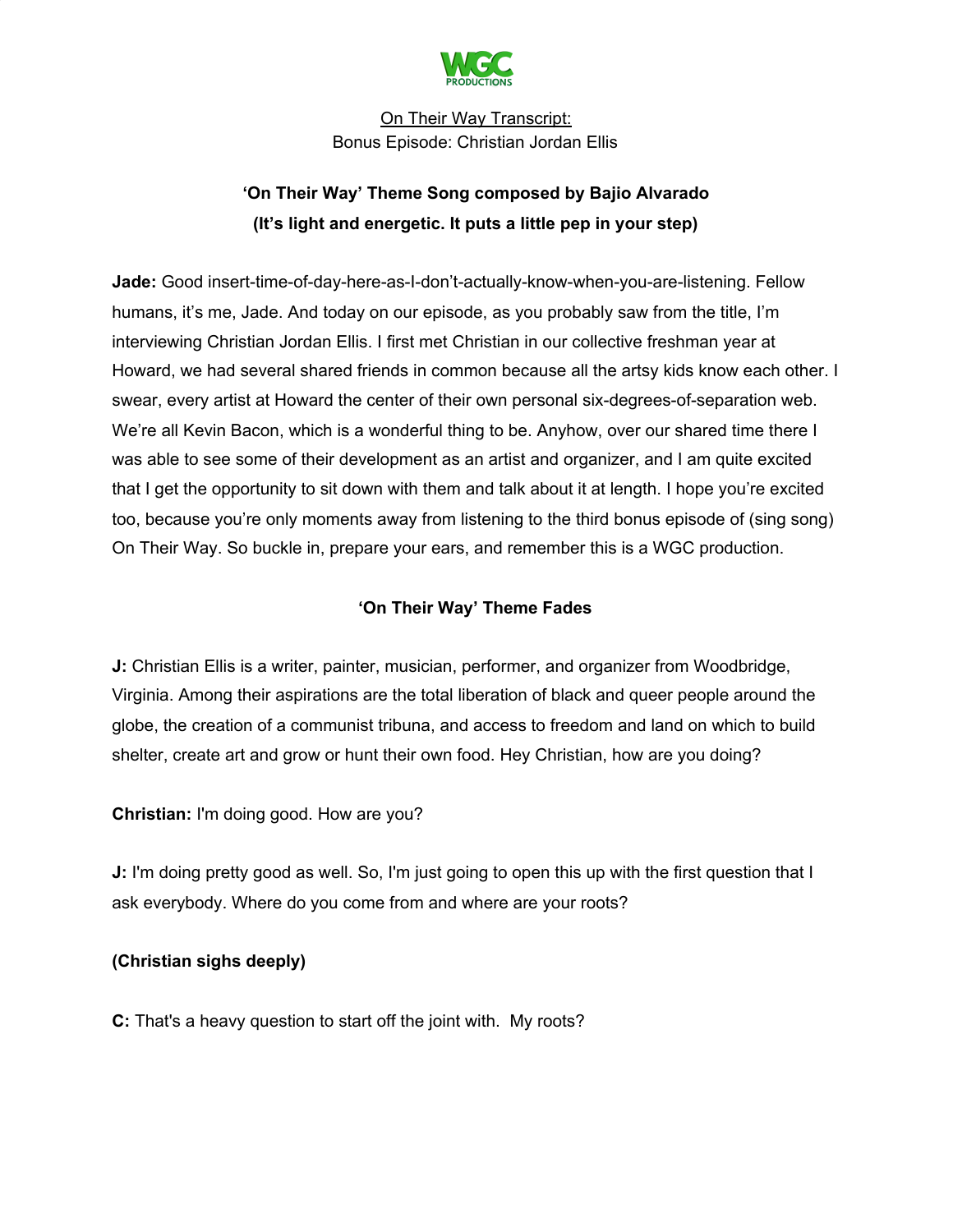WGC PRODUCTIONS

<u>On Their Way Transcript:</u>
Bonus Episode: Christian Jordan Ellis

**'On Their Way' Theme Song composed by Bajio Alvarado**
**(It's light and energetic. It puts a little pep in your step)**

**Jade:** Good insert-time-of-day-here-as-I-don't-actually-know-when-you-are-listening. Fellow humans, it's me, Jade. And today on our episode, as you probably saw from the title, I'm interviewing Christian Jordan Ellis. I first met Christian in our collective freshman year at Howard, we had several shared friends in common because all the artsy kids know each other. I swear, every artist at Howard the center of their own personal six-degrees-of-separation web. We're all Kevin Bacon, which is a wonderful thing to be. Anyhow, over our shared time there I was able to see some of their development as an artist and organizer, and I am quite excited that I get the opportunity to sit down with them and talk about it at length. I hope you're excited too, because you're only moments away from listening to the third bonus episode of (sing song) On Their Way. So buckle in, prepare your ears, and remember this is a WGC production.

**'On Their Way' Theme Fades**

**J:** Christian Ellis is a writer, painter, musician, performer, and organizer from Woodbridge, Virginia. Among their aspirations are the total liberation of black and queer people around the globe, the creation of a communist tribuna, and access to freedom and land on which to build shelter, create art and grow or hunt their own food. Hey Christian, how are you doing?

**Christian:** I'm doing good. How are you?

**J:** I'm doing pretty good as well. So, I'm just going to open this up with the first question that I ask everybody. Where do you come from and where are your roots?

**(Christian sighs deeply)**

**C:** That's a heavy question to start off the joint with. My roots?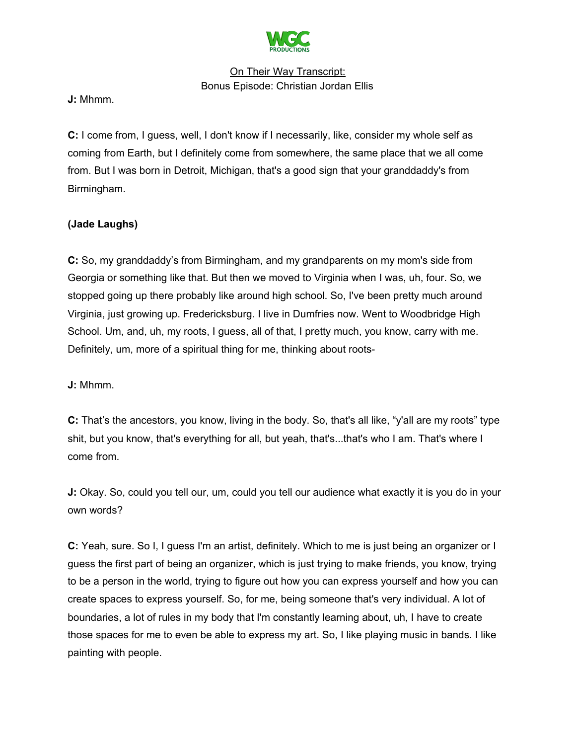**J:** Mhmm.

**C:** I come from, I guess, well, I don't know if I necessarily, like, consider my whole self as coming from Earth, but I definitely come from somewhere, the same place that we all come from. But I was born in Detroit, Michigan, that's a good sign that your granddaddy's from Birmingham.

**(Jade Laughs)**

**C:** So, my granddaddy's from Birmingham, and my grandparents on my mom's side from Georgia or something like that. But then we moved to Virginia when I was, uh, four. So, we stopped going up there probably like around high school. So, I've been pretty much around Virginia, just growing up. Fredericksburg. I live in Dumfries now. Went to Woodbridge High School. Um, and, uh, my roots, I guess, all of that, I pretty much, you know, carry with me. Definitely, um, more of a spiritual thing for me, thinking about roots-

**J:** Mhmm.

**C:** That's the ancestors, you know, living in the body. So, that's all like, "y'all are my roots" type shit, but you know, that's everything for all, but yeah, that's...that's who I am. That's where I come from.

**J:** Okay. So, could you tell our, um, could you tell our audience what exactly it is you do in your own words?

**C:** Yeah, sure. So I, I guess I'm an artist, definitely. Which to me is just being an organizer or I guess the first part of being an organizer, which is just trying to make friends, you know, trying to be a person in the world, trying to figure out how you can express yourself and how you can create spaces to express yourself. So, for me, being someone that's very individual. A lot of boundaries, a lot of rules in my body that I'm constantly learning about, uh, I have to create those spaces for me to even be able to express my art. So, I like playing music in bands. I like painting with people.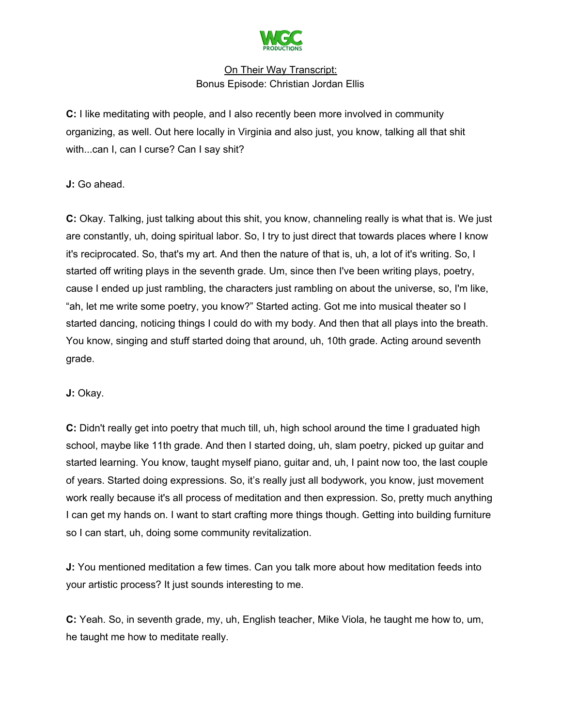C: I like meditating with people, and I also recently been more involved in community organizing, as well. Out here locally in Virginia and also just, you know, talking all that shit with...can I, can I curse? Can I say shit?

J: Go ahead.

C: Okay. Talking, just talking about this shit, you know, channeling really is what that is. We just are constantly, uh, doing spiritual labor. So, I try to just direct that towards places where I know it's reciprocated. So, that's my art. And then the nature of that is, uh, a lot of it's writing. So, I started off writing plays in the seventh grade. Um, since then I've been writing plays, poetry, cause I ended up just rambling, the characters just rambling on about the universe, so, I'm like, "ah, let me write some poetry, you know?" Started acting. Got me into musical theater so I started dancing, noticing things I could do with my body. And then that all plays into the breath. You know, singing and stuff started doing that around, uh, 10th grade. Acting around seventh grade.

J: Okay.

C: Didn't really get into poetry that much till, uh, high school around the time I graduated high school, maybe like 11th grade. And then I started doing, uh, slam poetry, picked up guitar and started learning. You know, taught myself piano, guitar and, uh, I paint now too, the last couple of years. Started doing expressions. So, it's really just all bodywork, you know, just movement work really because it's all process of meditation and then expression. So, pretty much anything I can get my hands on. I want to start crafting more things though. Getting into building furniture so I can start, uh, doing some community revitalization.

J: You mentioned meditation a few times. Can you talk more about how meditation feeds into your artistic process? It just sounds interesting to me.

C: Yeah. So, in seventh grade, my, uh, English teacher, Mike Viola, he taught me how to, um, he taught me how to meditate really.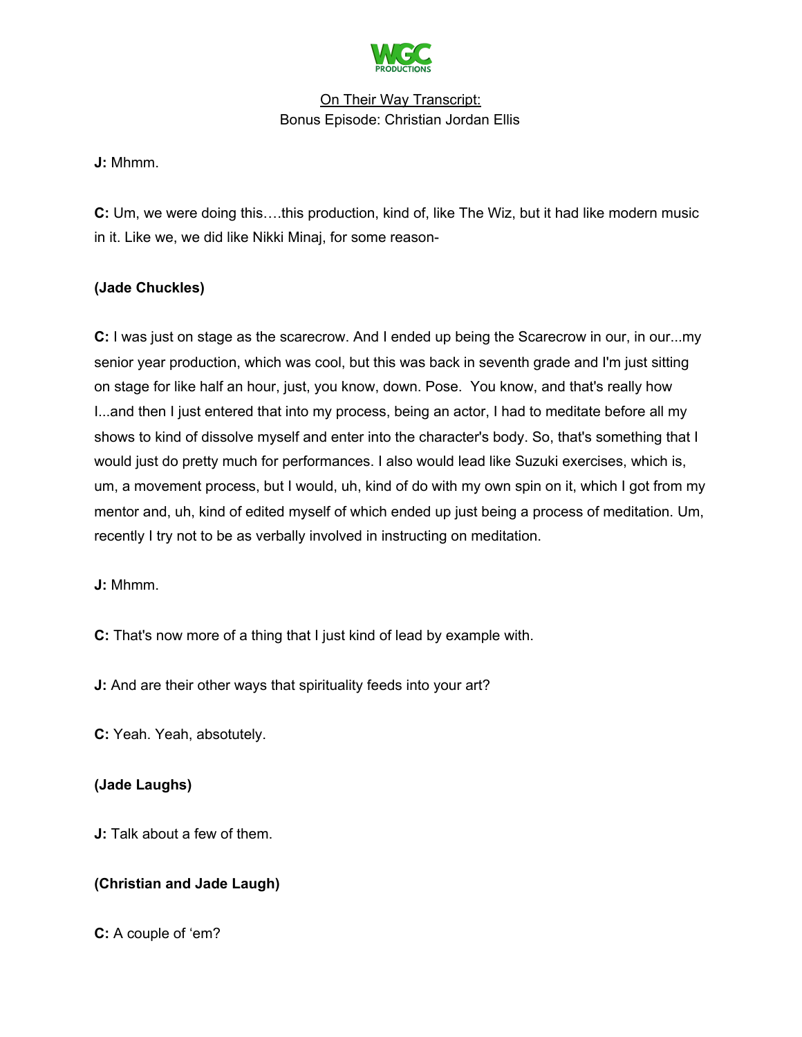**J:** Mhmm.

**C:** Um, we were doing this….this production, kind of, like The Wiz, but it had like modern music in it. Like we, we did like Nikki Minaj, for some reason-

**(Jade Chuckles)**

**C:** I was just on stage as the scarecrow. And I ended up being the Scarecrow in our, in our...my senior year production, which was cool, but this was back in seventh grade and I'm just sitting on stage for like half an hour, just, you know, down. Pose. You know, and that's really how I...and then I just entered that into my process, being an actor, I had to meditate before all my shows to kind of dissolve myself and enter into the character's body. So, that's something that I would just do pretty much for performances. I also would lead like Suzuki exercises, which is, um, a movement process, but I would, uh, kind of do with my own spin on it, which I got from my mentor and, uh, kind of edited myself of which ended up just being a process of meditation. Um, recently I try not to be as verbally involved in instructing on meditation.

**J:** Mhmm.

**C:** That's now more of a thing that I just kind of lead by example with.

**J:** And are their other ways that spirituality feeds into your art?

**C:** Yeah. Yeah, absotutely.

**(Jade Laughs)**

**J:** Talk about a few of them.

**(Christian and Jade Laugh)**

**C:** A couple of 'em?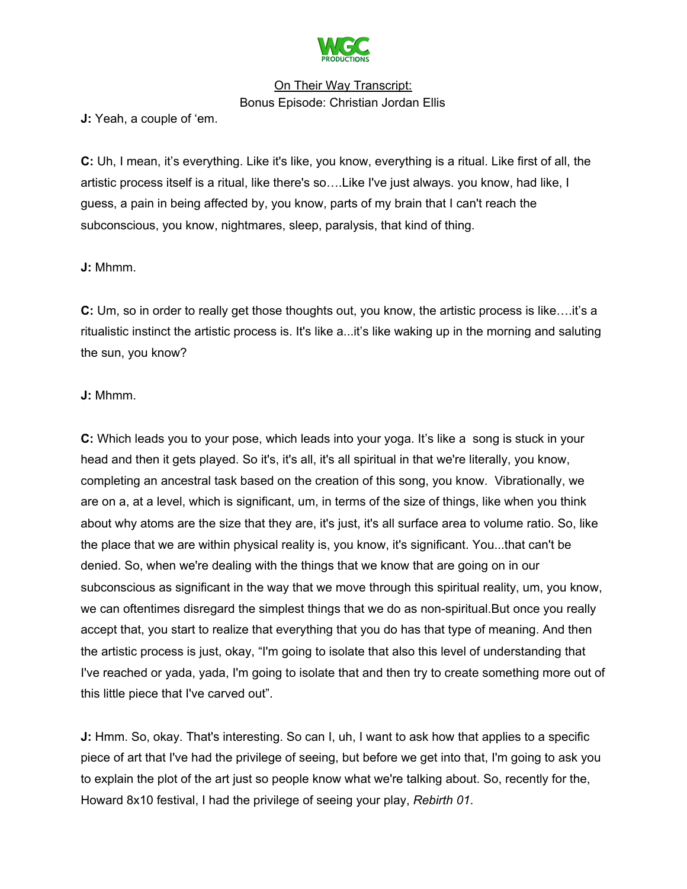**J:** Yeah, a couple of 'em.

**C:** Uh, I mean, it's everything. Like it's like, you know, everything is a ritual. Like first of all, the artistic process itself is a ritual, like there's so….Like I've just always. you know, had like, I guess, a pain in being affected by, you know, parts of my brain that I can't reach the subconscious, you know, nightmares, sleep, paralysis, that kind of thing.

**J:** Mhmm.

**C:** Um, so in order to really get those thoughts out, you know, the artistic process is like….it's a ritualistic instinct the artistic process is. It's like a...it's like waking up in the morning and saluting the sun, you know?

**J:** Mhmm.

**C:** Which leads you to your pose, which leads into your yoga. It's like a song is stuck in your head and then it gets played. So it's, it's all, it's all spiritual in that we're literally, you know, completing an ancestral task based on the creation of this song, you know. Vibrationally, we are on a, at a level, which is significant, um, in terms of the size of things, like when you think about why atoms are the size that they are, it's just, it's all surface area to volume ratio. So, like the place that we are within physical reality is, you know, it's significant. You...that can't be denied. So, when we're dealing with the things that we know that are going on in our subconscious as significant in the way that we move through this spiritual reality, um, you know, we can oftentimes disregard the simplest things that we do as non-spiritual.But once you really accept that, you start to realize that everything that you do has that type of meaning. And then the artistic process is just, okay, "I'm going to isolate that also this level of understanding that I've reached or yada, yada, I'm going to isolate that and then try to create something more out of this little piece that I've carved out".

**J:** Hmm. So, okay. That's interesting. So can I, uh, I want to ask how that applies to a specific piece of art that I've had the privilege of seeing, but before we get into that, I'm going to ask you to explain the plot of the art just so people know what we're talking about. So, recently for the, Howard 8x10 festival, I had the privilege of seeing your play, *Rebirth 01*.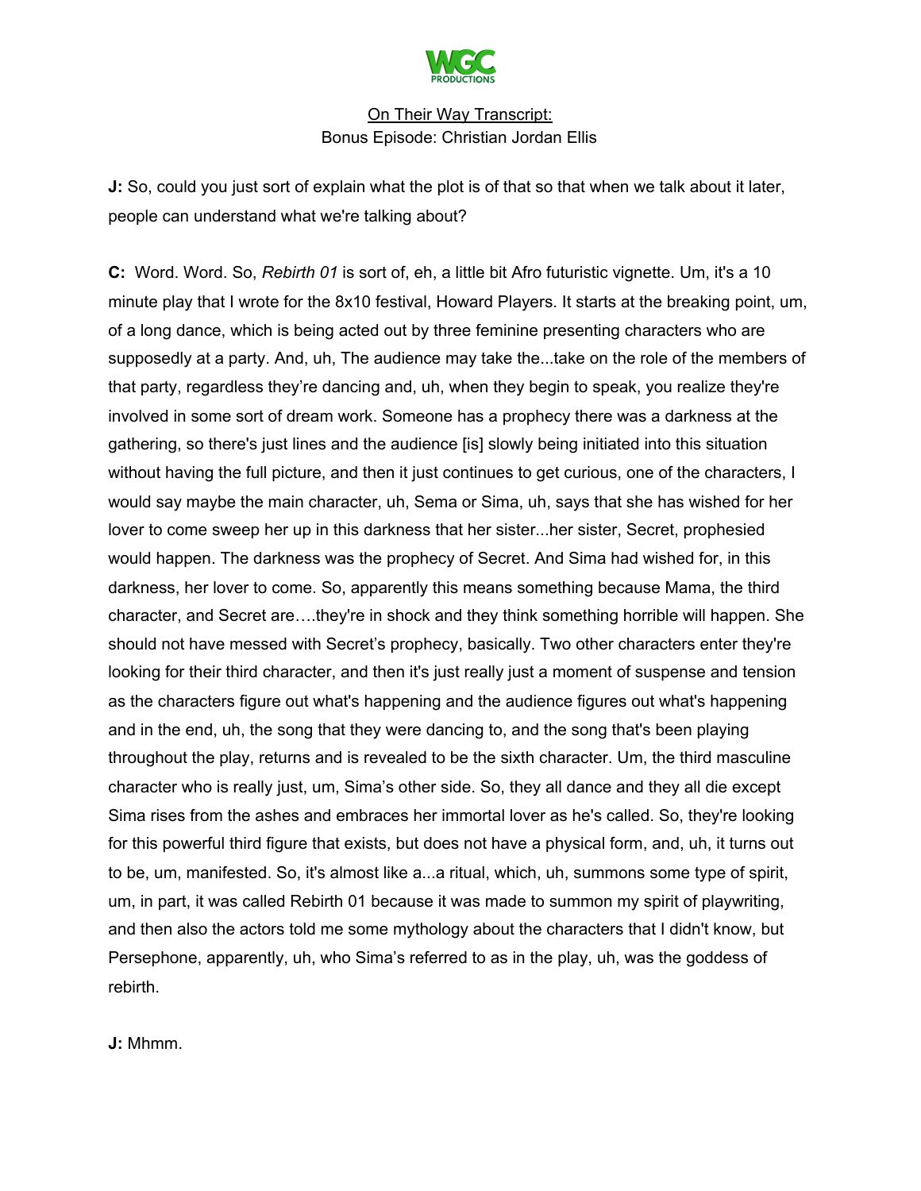**J:** So, could you just sort of explain what the plot is of that so that when we talk about it later, people can understand what we're talking about?

**C:** Word. Word. So, *Rebirth 01* is sort of, eh, a little bit Afro futuristic vignette. Um, it's a 10 minute play that I wrote for the 8x10 festival, Howard Players. It starts at the breaking point, um, of a long dance, which is being acted out by three feminine presenting characters who are supposedly at a party. And, uh, The audience may take the...take on the role of the members of that party, regardless they're dancing and, uh, when they begin to speak, you realize they're involved in some sort of dream work. Someone has a prophecy there was a darkness at the gathering, so there's just lines and the audience [is] slowly being initiated into this situation without having the full picture, and then it just continues to get curious, one of the characters, I would say maybe the main character, uh, Sema or Sima, uh, says that she has wished for her lover to come sweep her up in this darkness that her sister...her sister, Secret, prophesied would happen. The darkness was the prophecy of Secret. And Sima had wished for, in this darkness, her lover to come. So, apparently this means something because Mama, the third character, and Secret are….they're in shock and they think something horrible will happen. She should not have messed with Secret's prophecy, basically. Two other characters enter they're looking for their third character, and then it's just really just a moment of suspense and tension as the characters figure out what's happening and the audience figures out what's happening and in the end, uh, the song that they were dancing to, and the song that's been playing throughout the play, returns and is revealed to be the sixth character. Um, the third masculine character who is really just, um, Sima's other side. So, they all dance and they all die except Sima rises from the ashes and embraces her immortal lover as he's called. So, they're looking for this powerful third figure that exists, but does not have a physical form, and, uh, it turns out to be, um, manifested. So, it's almost like a...a ritual, which, uh, summons some type of spirit, um, in part, it was called Rebirth 01 because it was made to summon my spirit of playwriting, and then also the actors told me some mythology about the characters that I didn't know, but Persephone, apparently, uh, who Sima's referred to as in the play, uh, was the goddess of rebirth.

**J:** Mhmm.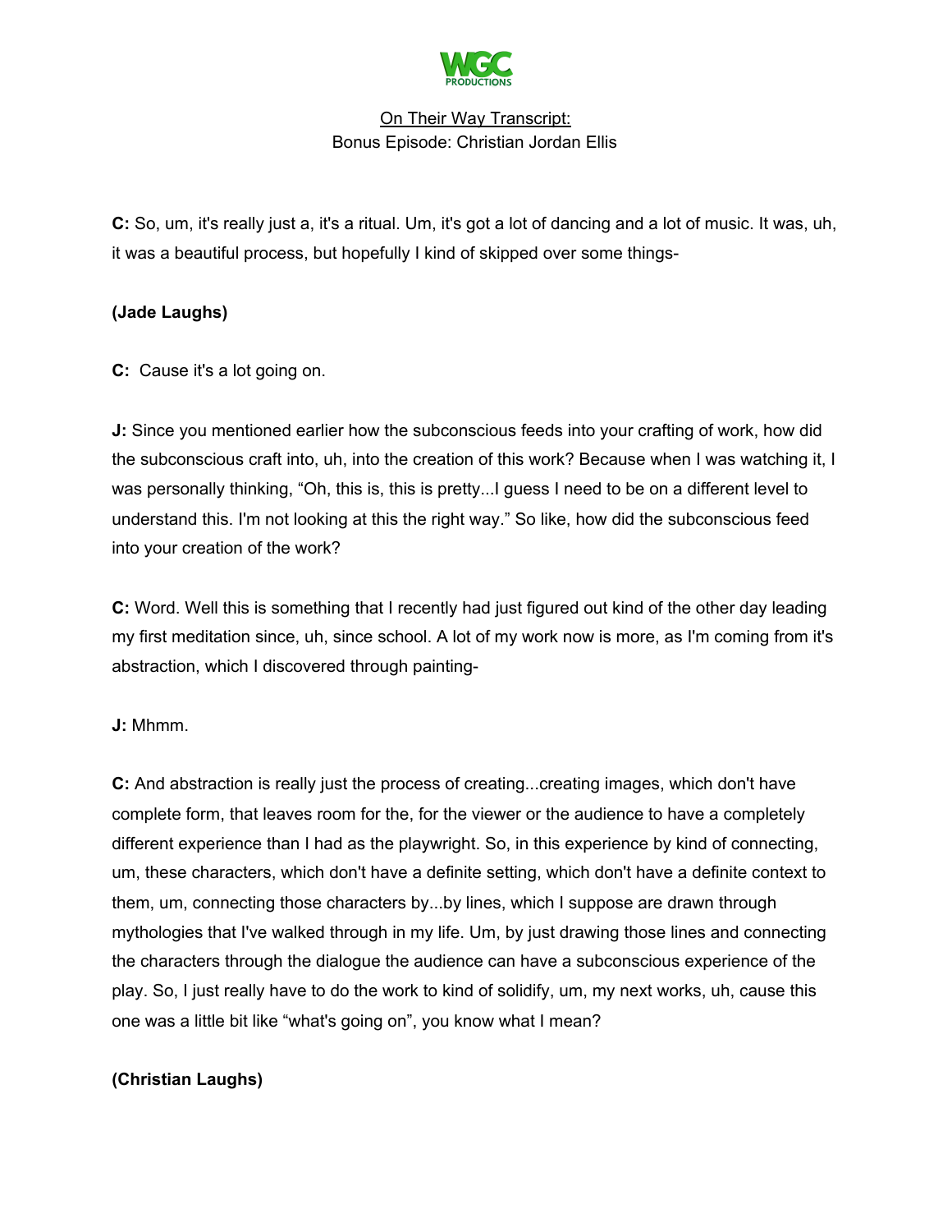On Their Way Transcript:
Bonus Episode: Christian Jordan Ellis

**C:** So, um, it's really just a, it's a ritual. Um, it's got a lot of dancing and a lot of music. It was, uh, it was a beautiful process, but hopefully I kind of skipped over some things-

**(Jade Laughs)**

**C:** Cause it's a lot going on.

**J:** Since you mentioned earlier how the subconscious feeds into your crafting of work, how did the subconscious craft into, uh, into the creation of this work? Because when I was watching it, I was personally thinking, "Oh, this is, this is pretty...I guess I need to be on a different level to understand this. I'm not looking at this the right way." So like, how did the subconscious feed into your creation of the work?

**C:** Word. Well this is something that I recently had just figured out kind of the other day leading my first meditation since, uh, since school. A lot of my work now is more, as I'm coming from it's abstraction, which I discovered through painting-

**J:** Mhmm.

**C:** And abstraction is really just the process of creating...creating images, which don't have complete form, that leaves room for the, for the viewer or the audience to have a completely different experience than I had as the playwright. So, in this experience by kind of connecting, um, these characters, which don't have a definite setting, which don't have a definite context to them, um, connecting those characters by...by lines, which I suppose are drawn through mythologies that I've walked through in my life. Um, by just drawing those lines and connecting the characters through the dialogue the audience can have a subconscious experience of the play. So, I just really have to do the work to kind of solidify, um, my next works, uh, cause this one was a little bit like "what's going on", you know what I mean?

**(Christian Laughs)**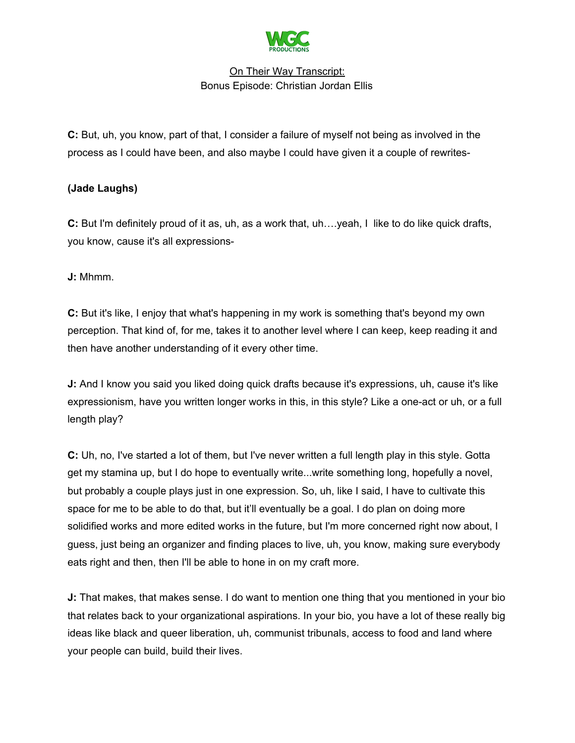**C:** But, uh, you know, part of that, I consider a failure of myself not being as involved in the process as I could have been, and also maybe I could have given it a couple of rewrites-

**(Jade Laughs)**

**C:** But I'm definitely proud of it as, uh, as a work that, uh….yeah, I like to do like quick drafts, you know, cause it's all expressions-

**J:** Mhmm.

**C:** But it's like, I enjoy that what's happening in my work is something that's beyond my own perception. That kind of, for me, takes it to another level where I can keep, keep reading it and then have another understanding of it every other time.

**J:** And I know you said you liked doing quick drafts because it's expressions, uh, cause it's like expressionism, have you written longer works in this, in this style? Like a one-act or uh, or a full length play?

**C:** Uh, no, I've started a lot of them, but I've never written a full length play in this style. Gotta get my stamina up, but I do hope to eventually write...write something long, hopefully a novel, but probably a couple plays just in one expression. So, uh, like I said, I have to cultivate this space for me to be able to do that, but it'll eventually be a goal. I do plan on doing more solidified works and more edited works in the future, but I'm more concerned right now about, I guess, just being an organizer and finding places to live, uh, you know, making sure everybody eats right and then, then I'll be able to hone in on my craft more.

**J:** That makes, that makes sense. I do want to mention one thing that you mentioned in your bio that relates back to your organizational aspirations. In your bio, you have a lot of these really big ideas like black and queer liberation, uh, communist tribunals, access to food and land where your people can build, build their lives.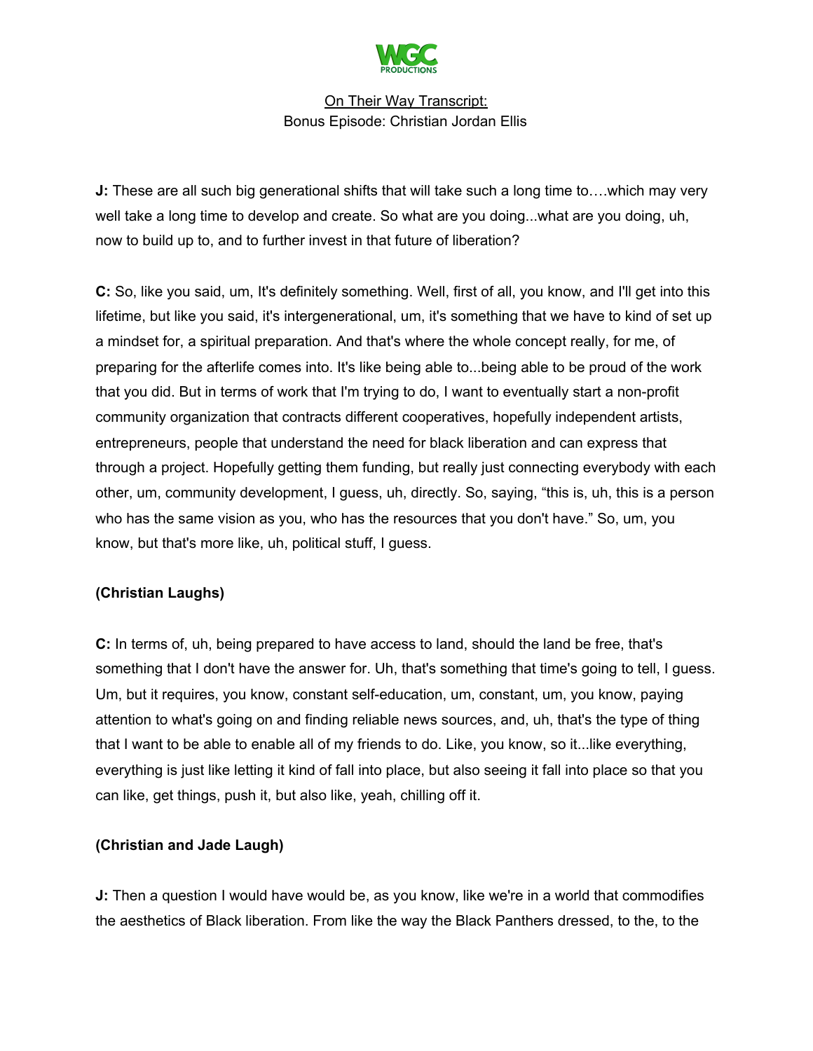On Their Way Transcript:
Bonus Episode: Christian Jordan Ellis

**J:** These are all such big generational shifts that will take such a long time to….which may very well take a long time to develop and create. So what are you doing...what are you doing, uh, now to build up to, and to further invest in that future of liberation?

**C:** So, like you said, um, It's definitely something. Well, first of all, you know, and I'll get into this lifetime, but like you said, it's intergenerational, um, it's something that we have to kind of set up a mindset for, a spiritual preparation. And that's where the whole concept really, for me, of preparing for the afterlife comes into. It's like being able to...being able to be proud of the work that you did. But in terms of work that I'm trying to do, I want to eventually start a non-profit community organization that contracts different cooperatives, hopefully independent artists, entrepreneurs, people that understand the need for black liberation and can express that through a project. Hopefully getting them funding, but really just connecting everybody with each other, um, community development, I guess, uh, directly. So, saying, "this is, uh, this is a person who has the same vision as you, who has the resources that you don't have." So, um, you know, but that's more like, uh, political stuff, I guess.

**(Christian Laughs)**

**C:** In terms of, uh, being prepared to have access to land, should the land be free, that's something that I don't have the answer for. Uh, that's something that time's going to tell, I guess. Um, but it requires, you know, constant self-education, um, constant, um, you know, paying attention to what's going on and finding reliable news sources, and, uh, that's the type of thing that I want to be able to enable all of my friends to do. Like, you know, so it...like everything, everything is just like letting it kind of fall into place, but also seeing it fall into place so that you can like, get things, push it, but also like, yeah, chilling off it.

**(Christian and Jade Laugh)**

**J:** Then a question I would have would be, as you know, like we're in a world that commodifies the aesthetics of Black liberation. From like the way the Black Panthers dressed, to the, to the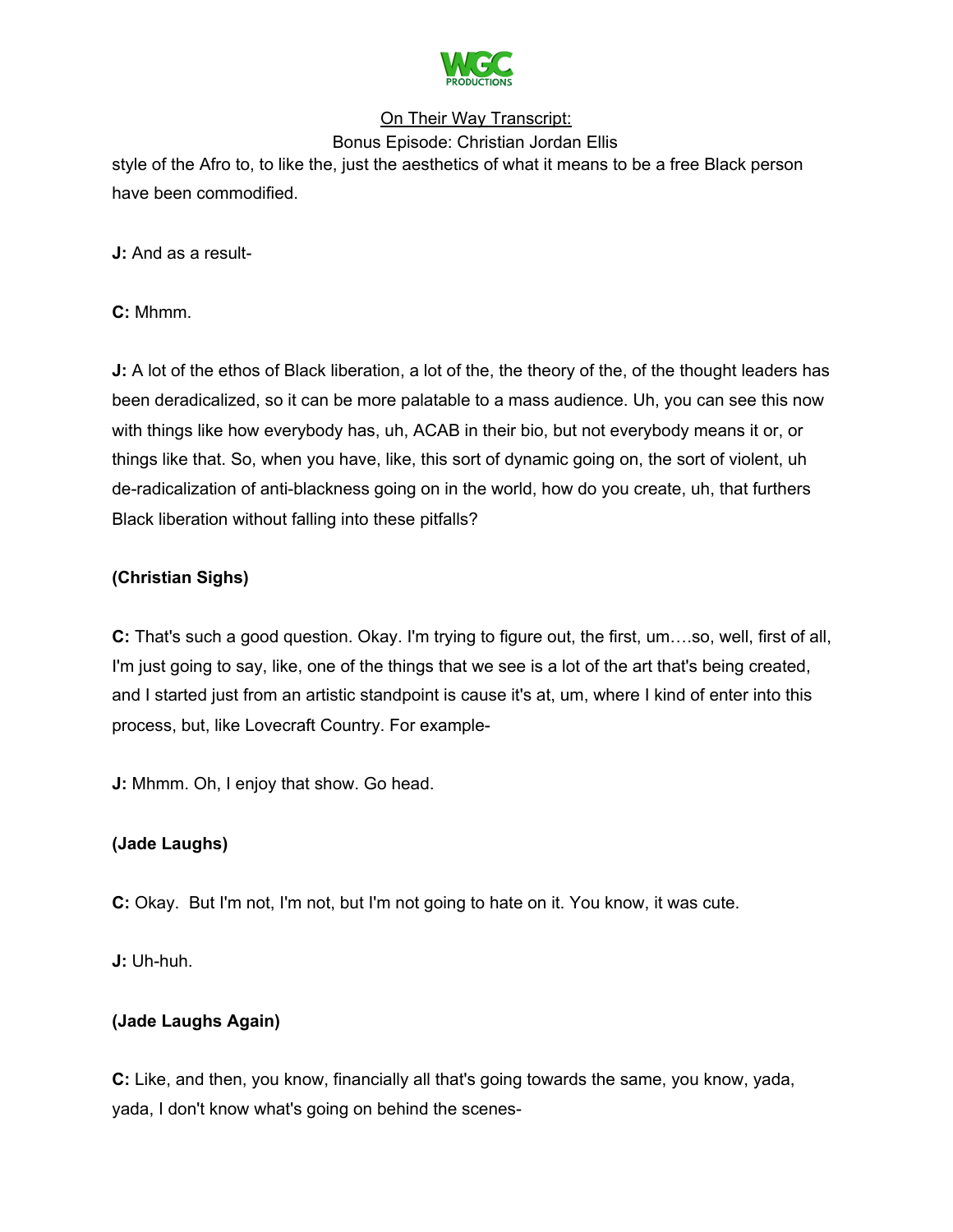style of the Afro to, to like the, just the aesthetics of what it means to be a free Black person have been commodified.

**J:** And as a result-

**C:** Mhmm.

**J:** A lot of the ethos of Black liberation, a lot of the, the theory of the, of the thought leaders has been deradicalized, so it can be more palatable to a mass audience. Uh, you can see this now with things like how everybody has, uh, ACAB in their bio, but not everybody means it or, or things like that. So, when you have, like, this sort of dynamic going on, the sort of violent, uh de-radicalization of anti-blackness going on in the world, how do you create, uh, that furthers Black liberation without falling into these pitfalls?

**(Christian Sighs)**

**C:** That's such a good question. Okay. I'm trying to figure out, the first, um….so, well, first of all, I'm just going to say, like, one of the things that we see is a lot of the art that's being created, and I started just from an artistic standpoint is cause it's at, um, where I kind of enter into this process, but, like Lovecraft Country. For example-

**J:** Mhmm. Oh, I enjoy that show. Go head.

**(Jade Laughs)**

**C:** Okay. But I'm not, I'm not, but I'm not going to hate on it. You know, it was cute.

**J:** Uh-huh.

**(Jade Laughs Again)**

**C:** Like, and then, you know, financially all that's going towards the same, you know, yada, yada, I don't know what's going on behind the scenes-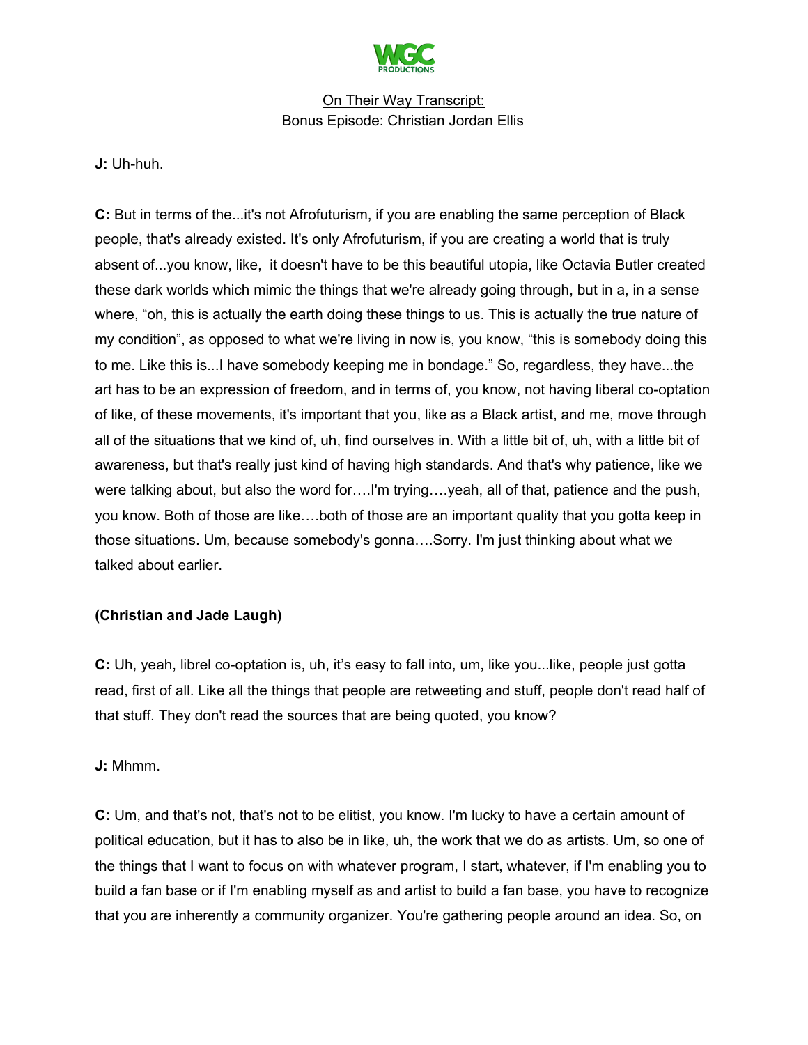**J:** Uh-huh.

**C:** But in terms of the...it's not Afrofuturism, if you are enabling the same perception of Black people, that's already existed. It's only Afrofuturism, if you are creating a world that is truly absent of...you know, like, it doesn't have to be this beautiful utopia, like Octavia Butler created these dark worlds which mimic the things that we're already going through, but in a, in a sense where, "oh, this is actually the earth doing these things to us. This is actually the true nature of my condition", as opposed to what we're living in now is, you know, "this is somebody doing this to me. Like this is...I have somebody keeping me in bondage." So, regardless, they have...the art has to be an expression of freedom, and in terms of, you know, not having liberal co-optation of like, of these movements, it's important that you, like as a Black artist, and me, move through all of the situations that we kind of, uh, find ourselves in. With a little bit of, uh, with a little bit of awareness, but that's really just kind of having high standards. And that's why patience, like we were talking about, but also the word for….I'm trying….yeah, all of that, patience and the push, you know. Both of those are like….both of those are an important quality that you gotta keep in those situations. Um, because somebody's gonna….Sorry. I'm just thinking about what we talked about earlier.

**(Christian and Jade Laugh)**

**C:** Uh, yeah, librel co-optation is, uh, it's easy to fall into, um, like you...like, people just gotta read, first of all. Like all the things that people are retweeting and stuff, people don't read half of that stuff. They don't read the sources that are being quoted, you know?

**J:** Mhmm.

**C:** Um, and that's not, that's not to be elitist, you know. I'm lucky to have a certain amount of political education, but it has to also be in like, uh, the work that we do as artists. Um, so one of the things that I want to focus on with whatever program, I start, whatever, if I'm enabling you to build a fan base or if I'm enabling myself as and artist to build a fan base, you have to recognize that you are inherently a community organizer. You're gathering people around an idea. So, on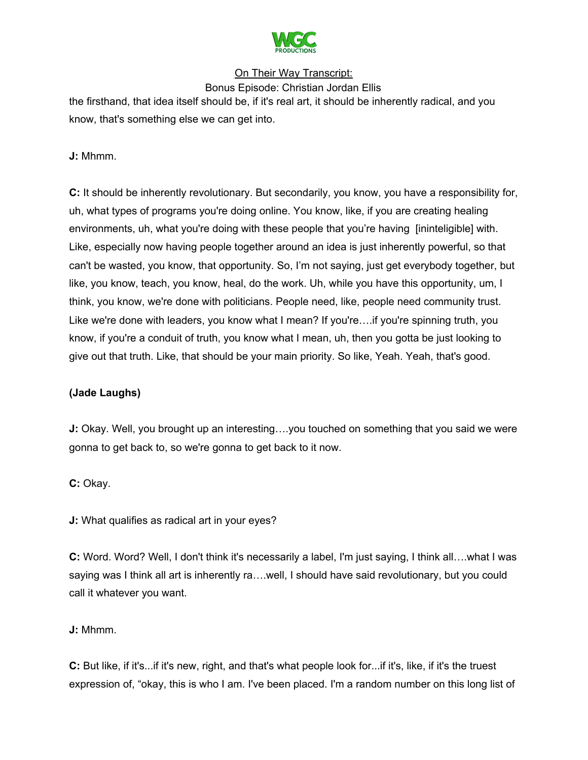the firsthand, that idea itself should be, if it's real art, it should be inherently radical, and you know, that's something else we can get into.

**J:** Mhmm.

**C:** It should be inherently revolutionary. But secondarily, you know, you have a responsibility for, uh, what types of programs you're doing online. You know, like, if you are creating healing environments, uh, what you're doing with these people that you're having [ininteligible] with. Like, especially now having people together around an idea is just inherently powerful, so that can't be wasted, you know, that opportunity. So, I'm not saying, just get everybody together, but like, you know, teach, you know, heal, do the work. Uh, while you have this opportunity, um, I think, you know, we're done with politicians. People need, like, people need community trust. Like we're done with leaders, you know what I mean? If you're….if you're spinning truth, you know, if you're a conduit of truth, you know what I mean, uh, then you gotta be just looking to give out that truth. Like, that should be your main priority. So like, Yeah. Yeah, that's good.

**(Jade Laughs)**

**J:** Okay. Well, you brought up an interesting….you touched on something that you said we were gonna to get back to, so we're gonna to get back to it now.

**C:** Okay.

**J:** What qualifies as radical art in your eyes?

**C:** Word. Word? Well, I don't think it's necessarily a label, I'm just saying, I think all….what I was saying was I think all art is inherently ra….well, I should have said revolutionary, but you could call it whatever you want.

**J:** Mhmm.

**C:** But like, if it's...if it's new, right, and that's what people look for...if it's, like, if it's the truest expression of, "okay, this is who I am. I've been placed. I'm a random number on this long list of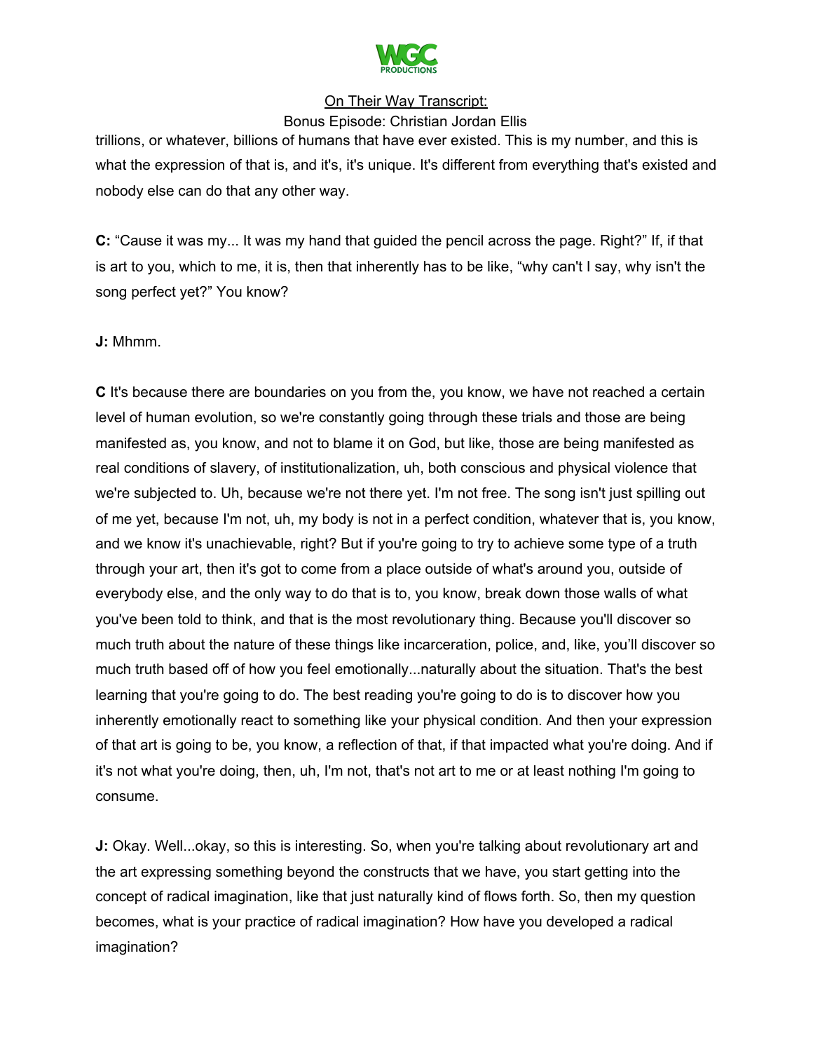trillions, or whatever, billions of humans that have ever existed. This is my number, and this is what the expression of that is, and it's, it's unique. It's different from everything that's existed and nobody else can do that any other way.

**C:** "Cause it was my... It was my hand that guided the pencil across the page. Right?" If, if that is art to you, which to me, it is, then that inherently has to be like, "why can't I say, why isn't the song perfect yet?" You know?

**J:** Mhmm.

**C** It's because there are boundaries on you from the, you know, we have not reached a certain level of human evolution, so we're constantly going through these trials and those are being manifested as, you know, and not to blame it on God, but like, those are being manifested as real conditions of slavery, of institutionalization, uh, both conscious and physical violence that we're subjected to. Uh, because we're not there yet. I'm not free. The song isn't just spilling out of me yet, because I'm not, uh, my body is not in a perfect condition, whatever that is, you know, and we know it's unachievable, right? But if you're going to try to achieve some type of a truth through your art, then it's got to come from a place outside of what's around you, outside of everybody else, and the only way to do that is to, you know, break down those walls of what you've been told to think, and that is the most revolutionary thing. Because you'll discover so much truth about the nature of these things like incarceration, police, and, like, you'll discover so much truth based off of how you feel emotionally...naturally about the situation. That's the best learning that you're going to do. The best reading you're going to do is to discover how you inherently emotionally react to something like your physical condition. And then your expression of that art is going to be, you know, a reflection of that, if that impacted what you're doing. And if it's not what you're doing, then, uh, I'm not, that's not art to me or at least nothing I'm going to consume.

**J:** Okay. Well...okay, so this is interesting. So, when you're talking about revolutionary art and the art expressing something beyond the constructs that we have, you start getting into the concept of radical imagination, like that just naturally kind of flows forth. So, then my question becomes, what is your practice of radical imagination? How have you developed a radical imagination?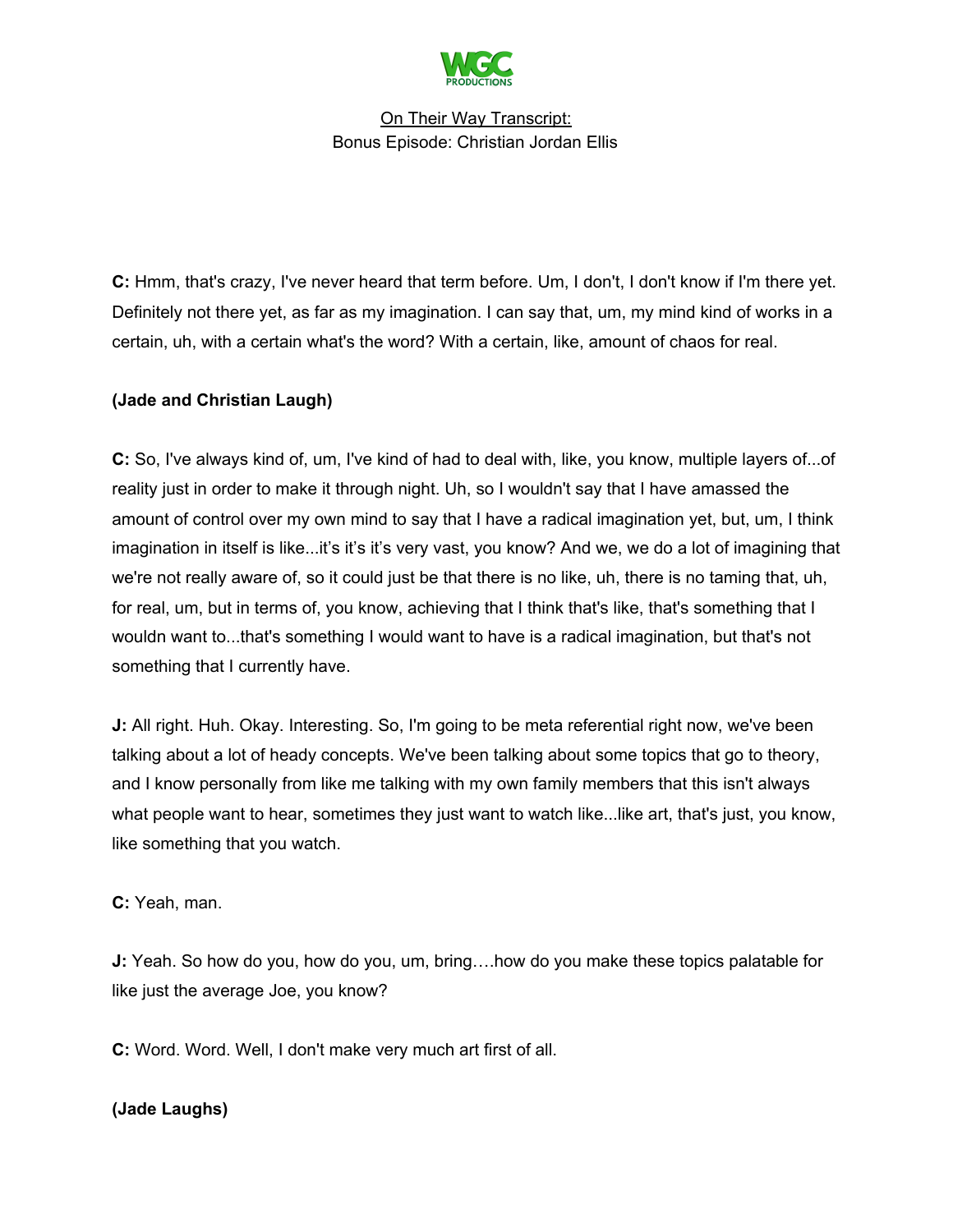**C:** Hmm, that's crazy, I've never heard that term before. Um, I don't, I don't know if I'm there yet. Definitely not there yet, as far as my imagination. I can say that, um, my mind kind of works in a certain, uh, with a certain what's the word? With a certain, like, amount of chaos for real.

**(Jade and Christian Laugh)**

**C:** So, I've always kind of, um, I've kind of had to deal with, like, you know, multiple layers of...of reality just in order to make it through night. Uh, so I wouldn't say that I have amassed the amount of control over my own mind to say that I have a radical imagination yet, but, um, I think imagination in itself is like...it's it's it's very vast, you know? And we, we do a lot of imagining that we're not really aware of, so it could just be that there is no like, uh, there is no taming that, uh, for real, um, but in terms of, you know, achieving that I think that's like, that's something that I wouldn want to...that's something I would want to have is a radical imagination, but that's not something that I currently have.

**J:** All right. Huh. Okay. Interesting. So, I'm going to be meta referential right now, we've been talking about a lot of heady concepts. We've been talking about some topics that go to theory, and I know personally from like me talking with my own family members that this isn't always what people want to hear, sometimes they just want to watch like...like art, that's just, you know, like something that you watch.

**C:** Yeah, man.

**J:** Yeah. So how do you, how do you, um, bring….how do you make these topics palatable for like just the average Joe, you know?

**C:** Word. Word. Well, I don't make very much art first of all.

**(Jade Laughs)**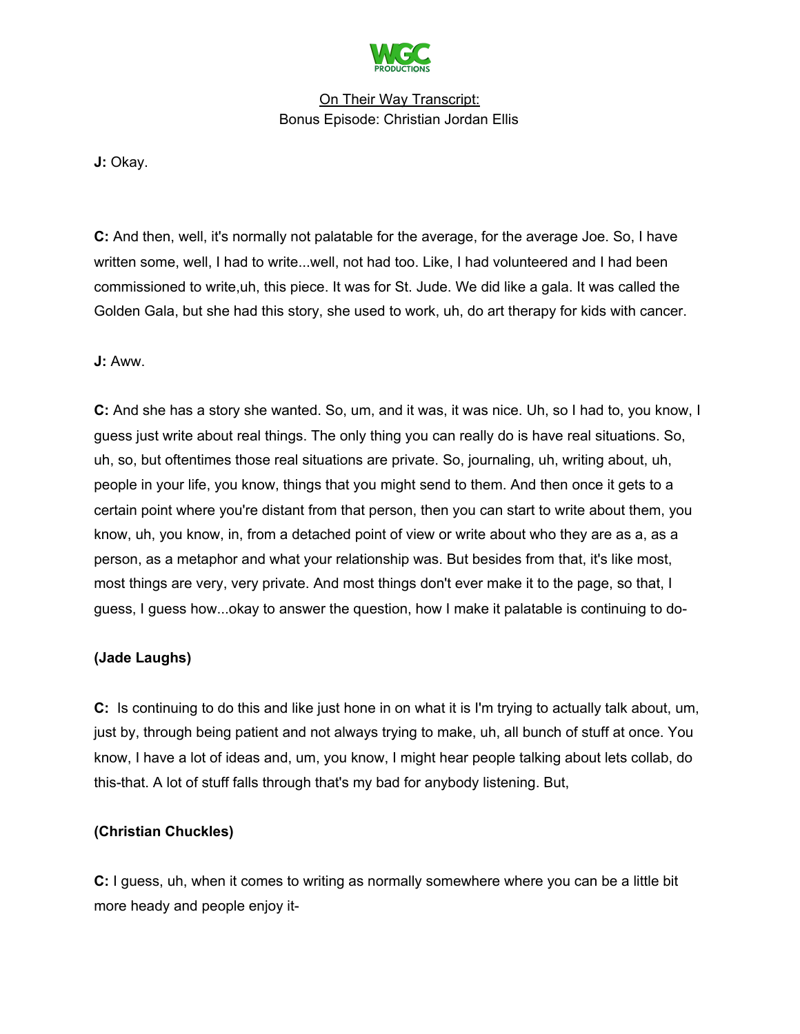**J:** Okay.

**C:** And then, well, it's normally not palatable for the average, for the average Joe. So, I have written some, well, I had to write...well, not had too. Like, I had volunteered and I had been commissioned to write,uh, this piece. It was for St. Jude. We did like a gala. It was called the Golden Gala, but she had this story, she used to work, uh, do art therapy for kids with cancer.

**J:** Aww.

**C:** And she has a story she wanted. So, um, and it was, it was nice. Uh, so I had to, you know, I guess just write about real things. The only thing you can really do is have real situations. So, uh, so, but oftentimes those real situations are private. So, journaling, uh, writing about, uh, people in your life, you know, things that you might send to them. And then once it gets to a certain point where you're distant from that person, then you can start to write about them, you know, uh, you know, in, from a detached point of view or write about who they are as a, as a person, as a metaphor and what your relationship was. But besides from that, it's like most, most things are very, very private. And most things don't ever make it to the page, so that, I guess, I guess how...okay to answer the question, how I make it palatable is continuing to do-

**(Jade Laughs)**

**C:** Is continuing to do this and like just hone in on what it is I'm trying to actually talk about, um, just by, through being patient and not always trying to make, uh, all bunch of stuff at once. You know, I have a lot of ideas and, um, you know, I might hear people talking about lets collab, do this-that. A lot of stuff falls through that's my bad for anybody listening. But,

**(Christian Chuckles)**

**C:** I guess, uh, when it comes to writing as normally somewhere where you can be a little bit more heady and people enjoy it-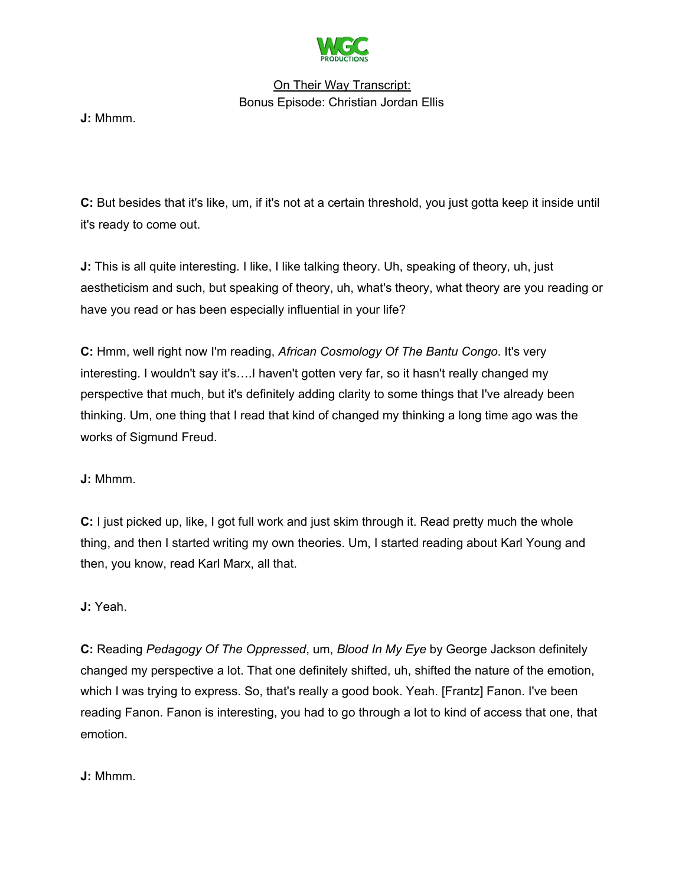**J:** Mhmm.

**C:** But besides that it's like, um, if it's not at a certain threshold, you just gotta keep it inside until it's ready to come out.

**J:** This is all quite interesting. I like, I like talking theory. Uh, speaking of theory, uh, just aestheticism and such, but speaking of theory, uh, what's theory, what theory are you reading or have you read or has been especially influential in your life?

**C:** Hmm, well right now I'm reading, *African Cosmology Of The Bantu Congo*. It's very interesting. I wouldn't say it's….I haven't gotten very far, so it hasn't really changed my perspective that much, but it's definitely adding clarity to some things that I've already been thinking. Um, one thing that I read that kind of changed my thinking a long time ago was the works of Sigmund Freud.

**J:** Mhmm.

**C:** I just picked up, like, I got full work and just skim through it. Read pretty much the whole thing, and then I started writing my own theories. Um, I started reading about Karl Young and then, you know, read Karl Marx, all that.

**J:** Yeah.

**C:** Reading *Pedagogy Of The Oppressed*, um, *Blood In My Eye* by George Jackson definitely changed my perspective a lot. That one definitely shifted, uh, shifted the nature of the emotion, which I was trying to express. So, that's really a good book. Yeah. [Frantz] Fanon. I've been reading Fanon. Fanon is interesting, you had to go through a lot to kind of access that one, that emotion.

**J:** Mhmm.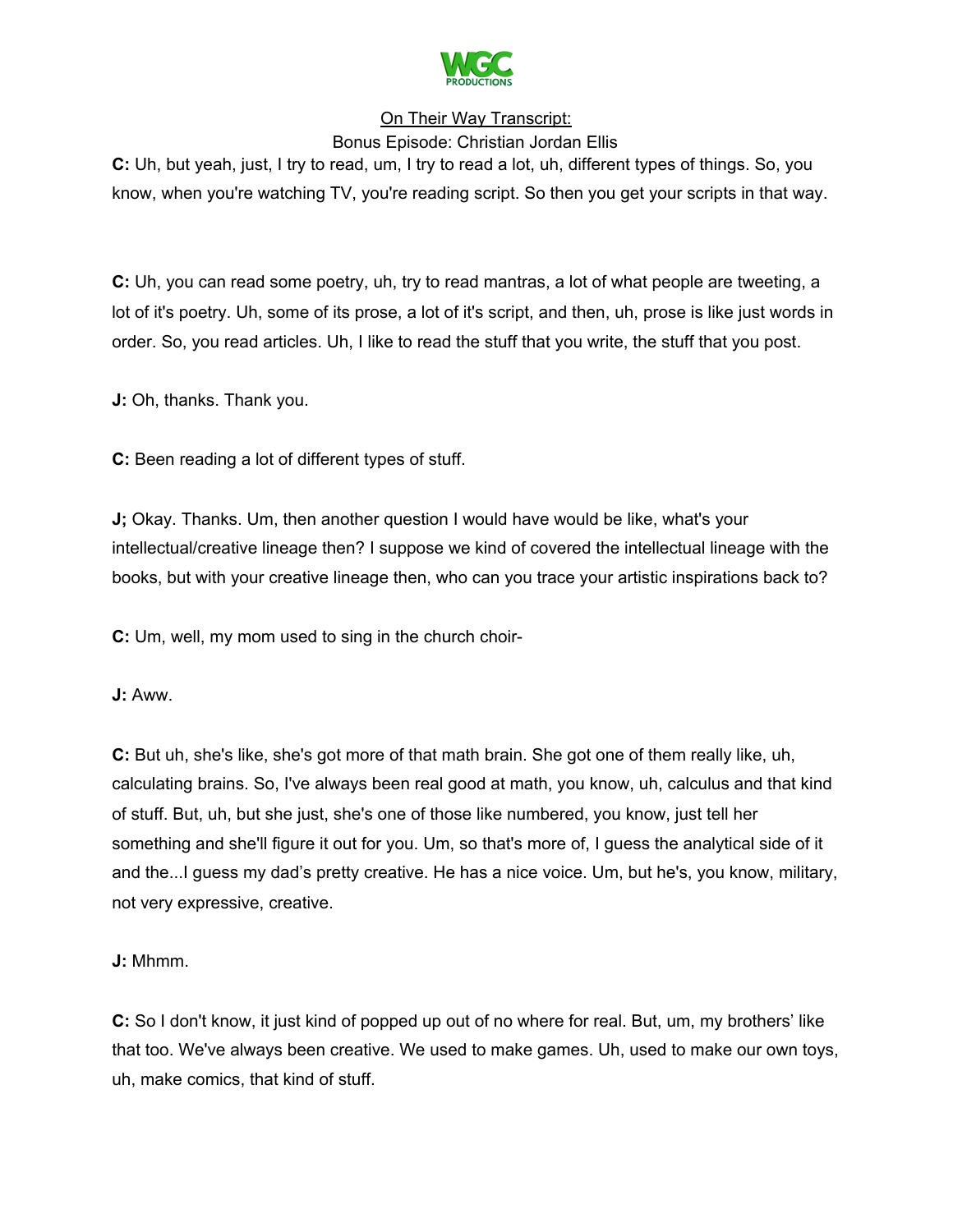**C:** Uh, but yeah, just, I try to read, um, I try to read a lot, uh, different types of things. So, you know, when you're watching TV, you're reading script. So then you get your scripts in that way.

**C:** Uh, you can read some poetry, uh, try to read mantras, a lot of what people are tweeting, a lot of it's poetry. Uh, some of its prose, a lot of it's script, and then, uh, prose is like just words in order. So, you read articles. Uh, I like to read the stuff that you write, the stuff that you post.

**J:** Oh, thanks. Thank you.

**C:** Been reading a lot of different types of stuff.

**J;** Okay. Thanks. Um, then another question I would have would be like, what's your intellectual/creative lineage then? I suppose we kind of covered the intellectual lineage with the books, but with your creative lineage then, who can you trace your artistic inspirations back to?

**C:** Um, well, my mom used to sing in the church choir-

**J:** Aww.

**C:** But uh, she's like, she's got more of that math brain. She got one of them really like, uh, calculating brains. So, I've always been real good at math, you know, uh, calculus and that kind of stuff. But, uh, but she just, she's one of those like numbered, you know, just tell her something and she'll figure it out for you. Um, so that's more of, I guess the analytical side of it and the...I guess my dad's pretty creative. He has a nice voice. Um, but he's, you know, military, not very expressive, creative.

**J:** Mhmm.

**C:** So I don't know, it just kind of popped up out of no where for real. But, um, my brothers' like that too. We've always been creative. We used to make games. Uh, used to make our own toys, uh, make comics, that kind of stuff.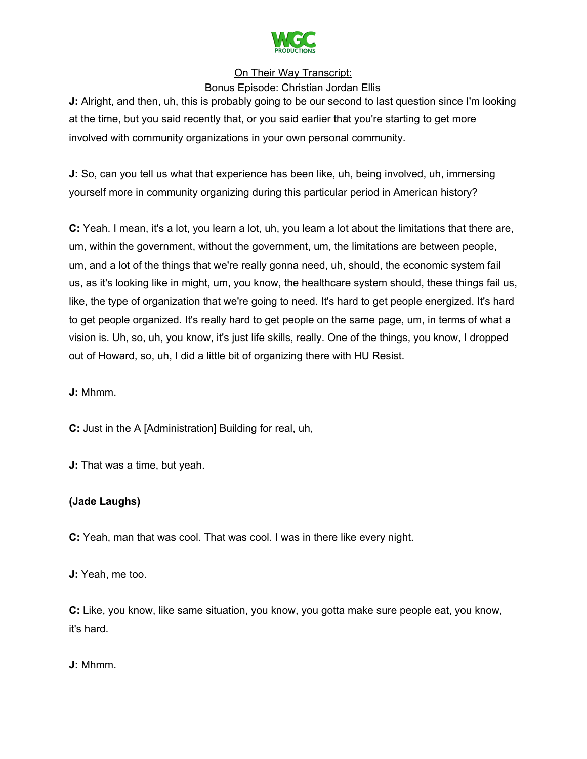**J:** Alright, and then, uh, this is probably going to be our second to last question since I'm looking at the time, but you said recently that, or you said earlier that you're starting to get more involved with community organizations in your own personal community.

**J:** So, can you tell us what that experience has been like, uh, being involved, uh, immersing yourself more in community organizing during this particular period in American history?

**C:** Yeah. I mean, it's a lot, you learn a lot, uh, you learn a lot about the limitations that there are, um, within the government, without the government, um, the limitations are between people, um, and a lot of the things that we're really gonna need, uh, should, the economic system fail us, as it's looking like in might, um, you know, the healthcare system should, these things fail us, like, the type of organization that we're going to need. It's hard to get people energized. It's hard to get people organized. It's really hard to get people on the same page, um, in terms of what a vision is. Uh, so, uh, you know, it's just life skills, really. One of the things, you know, I dropped out of Howard, so, uh, I did a little bit of organizing there with HU Resist.

**J:** Mhmm.

**C:** Just in the A [Administration] Building for real, uh,

**J:** That was a time, but yeah.

**(Jade Laughs)**

**C:** Yeah, man that was cool. That was cool. I was in there like every night.

**J:** Yeah, me too.

**C:** Like, you know, like same situation, you know, you gotta make sure people eat, you know, it's hard.

**J:** Mhmm.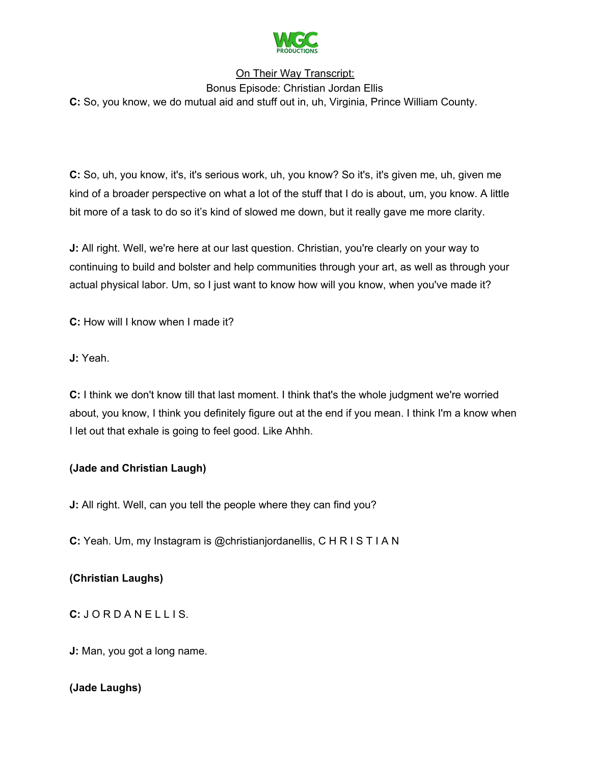**C:** So, you know, we do mutual aid and stuff out in, uh, Virginia, Prince William County.

**C:** So, uh, you know, it's, it's serious work, uh, you know? So it's, it's given me, uh, given me kind of a broader perspective on what a lot of the stuff that I do is about, um, you know. A little bit more of a task to do so it's kind of slowed me down, but it really gave me more clarity.

**J:** All right. Well, we're here at our last question. Christian, you're clearly on your way to continuing to build and bolster and help communities through your art, as well as through your actual physical labor. Um, so I just want to know how will you know, when you've made it?

**C:** How will I know when I made it?

**J:** Yeah.

**C:** I think we don't know till that last moment. I think that's the whole judgment we're worried about, you know, I think you definitely figure out at the end if you mean. I think I'm a know when I let out that exhale is going to feel good. Like Ahhh.

**(Jade and Christian Laugh)**

**J:** All right. Well, can you tell the people where they can find you?

**C:** Yeah. Um, my Instagram is @christianjordanellis, C H R I S T I A N

**(Christian Laughs)**

**C:** J O R D A N E L L I S.

**J:** Man, you got a long name.

**(Jade Laughs)**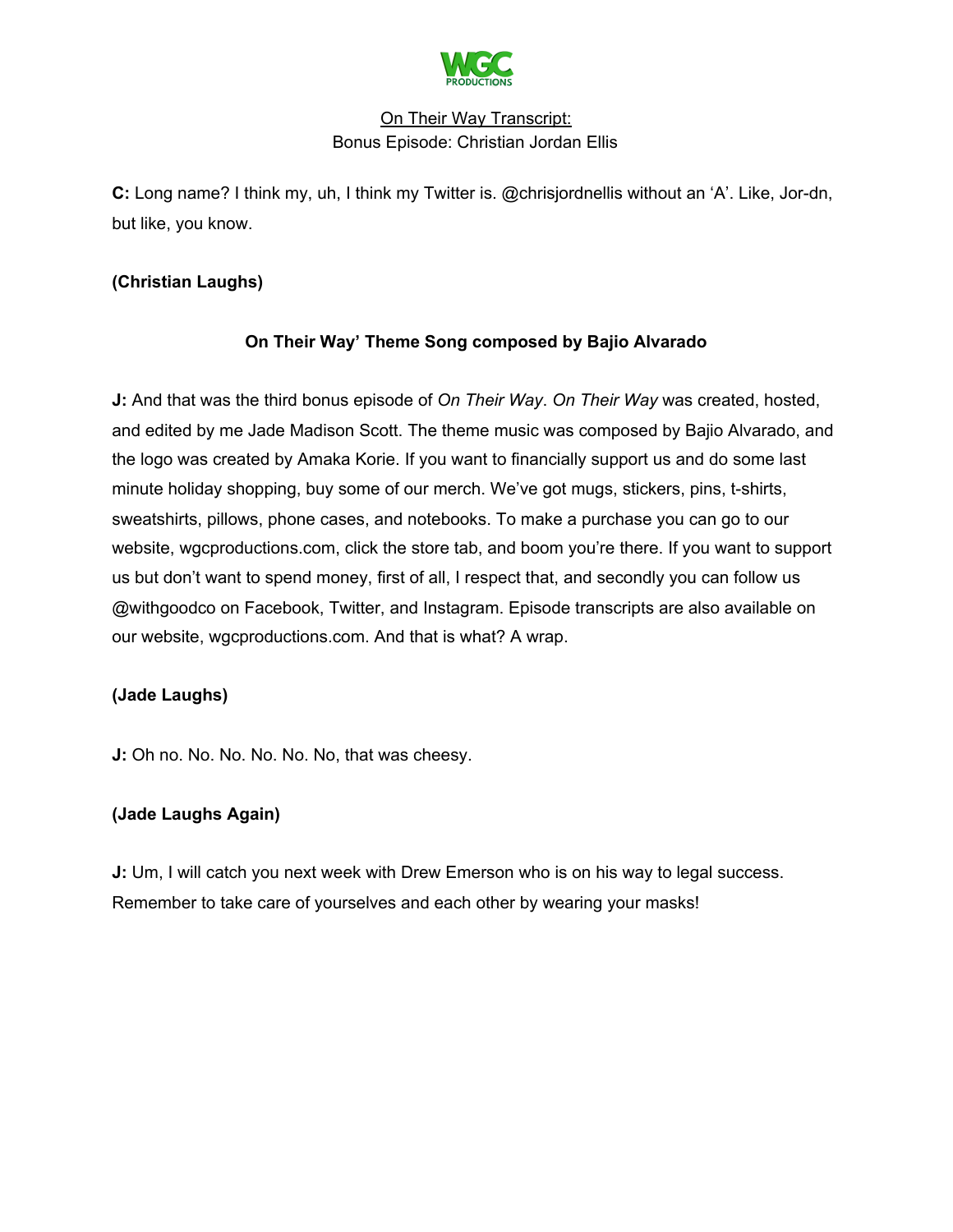On Their Way Transcript:
Bonus Episode: Christian Jordan Ellis

**C:** Long name? I think my, uh, I think my Twitter is. @chrisjordnellis without an 'A'. Like, Jor-dn, but like, you know.

**(Christian Laughs)**

**On Their Way' Theme Song composed by Bajio Alvarado**

**J:** And that was the third bonus episode of *On Their Way*. *On Their Way* was created, hosted, and edited by me Jade Madison Scott. The theme music was composed by Bajio Alvarado, and the logo was created by Amaka Korie. If you want to financially support us and do some last minute holiday shopping, buy some of our merch. We've got mugs, stickers, pins, t-shirts, sweatshirts, pillows, phone cases, and notebooks. To make a purchase you can go to our website, wgcproductions.com, click the store tab, and boom you're there. If you want to support us but don't want to spend money, first of all, I respect that, and secondly you can follow us @withgoodco on Facebook, Twitter, and Instagram. Episode transcripts are also available on our website, wgcproductions.com. And that is what? A wrap.

**(Jade Laughs)**

**J:** Oh no. No. No. No. No. No, that was cheesy.

**(Jade Laughs Again)**

**J:** Um, I will catch you next week with Drew Emerson who is on his way to legal success. Remember to take care of yourselves and each other by wearing your masks!